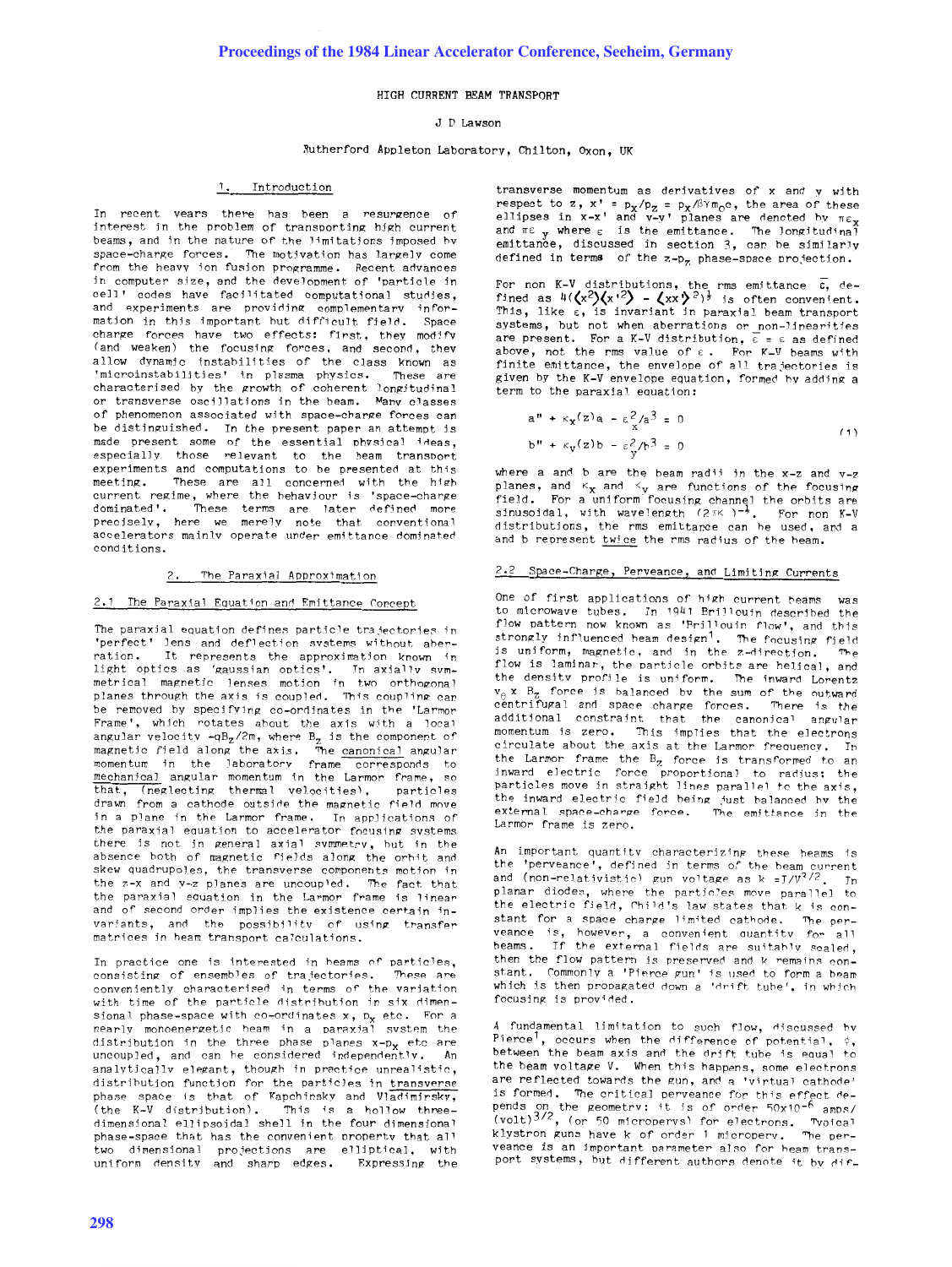# HIGH CURRENT BEAM TRANSPORT

J D Lawson

Rutherford Appleton Laboratory, Chilton, Oxon, UK

## 1. Introduction

In recent years there has been a resurgence of interest in the problem of transporting high current beams, and in the nature of the limitations imposed by space-charge forces. The motivation has largely come from the heavy ion fusion programme. Recent advances in computer size, and the development of 'particle in cell' codes have facilitated computational studies, and experiments are providing complementary information in this important but difficult field. Space charge forces have two effects: first, they modify (and weaken) the focusing forces, and second, they allow dynamic instabilities of the class known as 'microinstabilities' in plasma physics. These are characterised by the growth of coherent longitudinal or transverse oscillations in the beam. Many classes of phenomenon associated with space-charge forces can be distinguished. In the present paper an attempt is made present some of the essential physical ideas, especially those relevant to the beam transport experiments and computations to be presented at this meeting. These are all concerned with the high current regime, where the behaviour is 'space-charge dominated'. These terms are later defined more precisely, here we merely note that conventional accelerators mainly operate under emittance dominated conditions.

## 2. The Paraxial Approximation

### 2.1 The Paraxial Equation and Emittance Concept

The paraxial equation defines particle trajectories in 'perfect' lens and deflection systems without aberration. It represents the approximation known in light optics as 'gaussian optics'. In axially symmetrical magnetic lenses motion in two orthogonal planes through the axis is coupled. This coupling can be removed by specifying co-ordinates in the 'Larmor Frame', which rotates about the axis with a local angular velocity $-qB_z/2m$, where $B_z$ is the component of magnetic field along the axis. The canonical angular momentum in the laboratory frame corresponds to mechanical angular momentum in the Larmor frame, so that, (neglecting thermal velocities), particles drawn from a cathode outside the magnetic field move in a plane in the Larmor frame. In applications of the paraxial equation to accelerator focusing systems there is not in general axial symmetry, but in the absence both of magnetic fields along the orbit and skew quadrupoles, the transverse components motion in the z-x and y-z planes are uncoupled. The fact that the paraxial equation in the Larmor frame is linear and of second order implies the existence certain invariants, and the possibility of using transfer matrices in beam transport calculations.

In practice one is interested in beams of particles, consisting of ensembles of trajectories. These are conveniently characterised in terms of the variation with time of the particle distribution in six dimensional phase-space with co-ordinates x, $p_x$ etc. For a nearly monoenergetic beam in a paraxial system the distribution in the three phase planes x-$p_x$ etc are uncoupled, and can be considered independently. An analytically elegant, though in practice unrealistic, distribution function for the particles in transverse phase space is that of Kapchinsky and Vladimirsky, (the K-V distribution). This is a hollow three-dimensional ellipsoidal shell in the four dimensional phase-space that has the convenient property that all two dimensional projections are elliptical, with uniform density and sharp edges. Expressing the transverse momentum as derivatives of x and y with respect to z, $x' = p_x/p_z = p_x/\beta\gamma m_0 c$, the area of these ellipses in x-x' and y-y' planes are denoted by $\pi\varepsilon_x$ and $\pi\varepsilon_y$ where $\varepsilon$ is the emittance. The longitudinal emittance, discussed in section 3, can be similarly defined in terms of the z-$p_z$ phase-space projection.

For non K-V distributions, the rms emittance $\bar{\varepsilon}$, defined as $4(\langle x^2\rangle\langle x'^2\rangle - \langle xx'\rangle^2)^{\frac{1}{2}}$ is often convenient. This, like $\varepsilon$, is invariant in paraxial beam transport systems, but not when aberrations or non-linearities are present. For a K-V distribution, $\bar{\varepsilon} = \varepsilon$ as defined above, not the rms value of $\varepsilon$. For K-V beams with finite emittance, the envelope of all trajectories is given by the K-V envelope equation, formed by adding a term to the paraxial equation:

$$
\begin{aligned}
a'' + \kappa_x(z)a - \varepsilon_x^2/a^3 &= 0 \\
b'' + \kappa_y(z)b - \varepsilon_y^2/b^3 &= 0
\end{aligned}
\qquad (1)
$$

where a and b are the beam radii in the x-z and y-z planes, and $\kappa_x$ and $\kappa_y$ are functions of the focusing field. For a uniform focusing channel the orbits are sinusoidal, with wavelength $(2\pi\kappa)^{-\frac{1}{2}}$. For non K-V distributions, the rms emittance can be used, and a and b represent twice the rms radius of the beam.

### 2.2 Space-Charge, Perveance, and Limiting Currents

One of first applications of high current beams was to microwave tubes. In 1941 Brillouin described the flow pattern now known as 'Brillouin flow', and this strongly influenced beam design[1]. The focusing field is uniform, magnetic, and in the z-direction. The flow is laminar, the particle orbits are helical, and the density profile is uniform. The inward Lorentz $v_\theta \times B_z$ force is balanced by the sum of the outward centrifugal and space charge forces. There is the additional constraint that the canonical angular momentum is zero. This implies that the electrons circulate about the axis at the Larmor frequency. In the Larmor frame the $B_z$ force is transformed to an inward electric force proportional to radius; the particles move in straight lines parallel to the axis, the inward electric field being just balanced by the external space-charge force. The emittance in the Larmor frame is zero.

An important quantity characterizing these beams is the 'perveance', defined in terms of the beam current and (non-relativistic) gun voltage as $k = I/V^{3/2}$. In planar diodes, where the particles move parallel to the electric field, Child's law states that k is constant for a space charge limited cathode. The perveance is, however, a convenient quantity for all beams. If the external fields are suitably scaled, then the flow pattern is preserved and k remains constant. Commonly a 'Pierce gun' is used to form a beam which is then propagated down a 'drift tube', in which focusing is provided.

A fundamental limitation to such flow, discussed by Pierce[1], occurs when the difference of potential, $\phi$, between the beam axis and the drift tube is equal to the beam voltage V. When this happens, some electrons are reflected towards the gun, and a 'virtual cathode' is formed. The critical perveance for this effect depends on the geometry; it is of order $50\times10^{-6}$ amps/$(\text{volt})^{3/2}$, (or 50 microperys) for electrons. Typical klystron guns have k of order 1 microperv. The perveance is an important parameter also for beam transport systems, but different authors denote it by dif-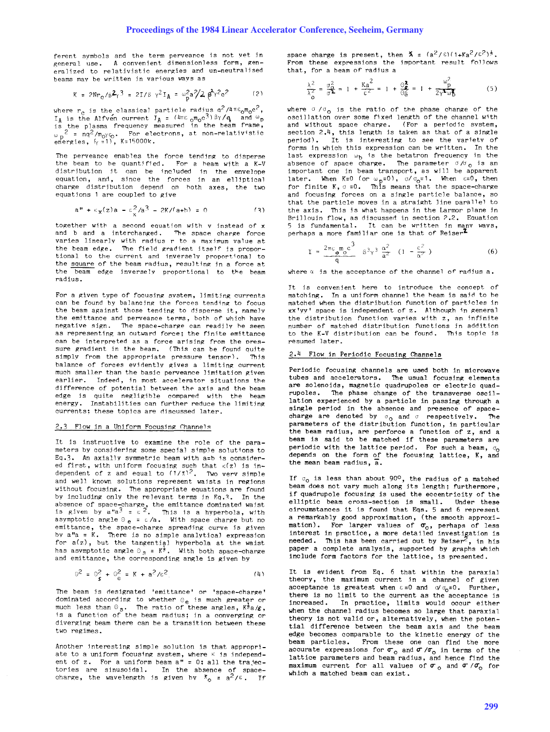ferent symbols and the term perveance is not yet in general use. A convenient dimensionless form, generalized to relativistic energies and un-neutralised beams may be written in various ways as

$$K = 2Nr_c/\beta^2\gamma^3 = 2I/\beta\gamma^2 I_A = \omega_p^2 a^2/2\beta^2\gamma^2 c^2 \qquad (2)$$

where $r_c$ is the classical particle radius $q^2/4\pi\varepsilon_0 m_0 c^2$, $I_A$ is the Alfvén current $I_A = (4\pi\varepsilon_0 m_0 c^3)\beta\gamma/q$ and $\omega_p$ is the plasma frequency measured in the beam frame, $\omega_p^2 = nq^2/m_0\gamma\varepsilon_0$. For electrons, at non-relativistic energies, ($\gamma$=1), K=15000k.

The perveance enables the force tending to disperse the beam to be quantified. For a beam with a K-V distribution it can be included in the envelope equation, and, since the forces in an elliptical charge distribution depend on both axes, the two equations 1 are coupled to give

$$a'' + \kappa_x(z)a - \varepsilon_x^2/a^3 - 2K/(a+b) = 0 \qquad (3)$$

together with a second equation with y instead of x and b and a interchanged. The space charge force varies linearly with radius r to a maximum value at the beam edge. The field gradient itself is proportional to the current and inversely proportional to the square of the beam radius, resulting in a force at the beam edge inversely proportional to the beam radius.

For a given type of focusing system, limiting currents can be found by balancing the forces tending to focus the beam against those tending to disperse it, namely the emittance and perveance terms, both of which have negative sign. The space-charge can readily be seen as representing an outward force; the finite emittance can be interpreted as a force arising from the pressure gradient in the beam. (This can be found quite simply from the appropriate pressure tensor). This balance of forces evidently gives a limiting current much smaller than the basic perveance limitation given earlier. Indeed, in most accelerator situations the difference of potential between the axis and the beam edge is quite negligible compared with the beam energy. Instabilities can further reduce the limiting currents; these topics are discussed later.

## 2.3 Flow in a Uniform Focusing Channels

It is instructive to examine the role of the parameters by considering some special simple solutions to Eq.3. An axially symmetric beam with a=b is considered first, with uniform focusing such that $\kappa(z)$ is independent of z and equal to $(1/\lambda)^2$. Two very simple and well known solutions represent waists in regions without focusing. The appropriate equations are found by including only the relevant terms in Eq.3. In the absence of space-charge, the emittance dominated waist is given by $a''a^3 = \varepsilon^2$. This is a hyperbola, with asymptotic angle $\Theta_e = \varepsilon/a$. With space charge but no emittance, the space-charge spreading curve is given by $a''a = K$. There is no simple analytical expression for a(z), but the tangential hyperbola at the waist has asymptotic angle $\Theta_s = K^{\frac{1}{2}}$. With both space-charge and emittance, the corresponding angle is given by

$$\Theta^2 = \Theta_s^2 + \Theta_e^2 = K + a^2/\varepsilon^2 \qquad (4)$$

The beam is designated 'emittance' or 'space-charge' dominated according to whether $\Theta_e$ is much greater or much less than $\Theta_s$. The ratio of these angles, $K^{\frac{1}{2}}a/\varepsilon$, is a function of the beam radius; in a converging or diverging beam there can be a transition between these two regimes.

Another interesting simple solution is that appropriate to a uniform focusing system, where $\kappa$ is independent of z. For a uniform beam a'' = 0; all the trajectories are sinusoidal. In the absence of space-charge, the wavelength is given by $\lambda_0 = a^2/\varepsilon$. If space charge is present, then $\lambda = (a^2/\varepsilon)(1+Ka^2/\varepsilon^2)^{\frac{1}{2}}$. From these expressions the important result follows that, for a beam of radius a

$$\frac{\lambda^2}{\lambda_0^2} = \frac{\sigma_0^2}{\sigma^2} = 1 + \frac{Ka^2}{\varepsilon^2} = 1 + \frac{\Theta_s^2}{\Theta_e^2} = 1 + \frac{\omega_p^2}{2\gamma^2\omega_b^2} \qquad (5)$$

where $\sigma/\sigma_0$ is the ratio of the phase change of the oscillation over some fixed length of the channel with and without space charge. (For a periodic system, section 2.4, this length is taken as that of a single period). It is interesting to see the variety of forms in which this expression can be written. In the last expression $\omega_b$ is the betatron frequency in the absence of space charge. The parameter $\sigma/\sigma_0$ is an important one in beam transport, as will be apparent later. When K=0 (or $\omega_p$=0), $\sigma/\sigma_0$=1. When $\varepsilon$=0, then for finite K, $\sigma$ =0. This means that the space-charge and focusing forces on a single particle balance, so that the particle moves in a straight line parallel to the axis. This is what happens in the Larmor plane in Brillouin flow, as discussed in section 2.2. Equation 5 is fundamental. It can be written in many ways, perhaps a more familiar one is that of Reiser[2]

$$I = \frac{2\pi\varepsilon_0 m_0 c^3}{q} \beta^3\gamma^3 \frac{\alpha^2}{a^2} \left(1 - \frac{\varepsilon^2}{\alpha^2}\right) \qquad (6)$$

where $\alpha$ is the acceptance of the channel of radius a.

It is convenient here to introduce the concept of matching. In a uniform channel the beam is said to be matched when the distribution function of particles in xx'yy' space is independent of z. Although in general the distribution function varies with z, an infinite number of matched distribution functions in addition to the K-V distribution can be found. This topic is resumed later.

## 2.4 Flow in Periodic Focusing Channels

Periodic focusing channels are used both in microwave tubes and accelerators. The usual focusing elements are solenoids, magnetic quadrupoles or electric quadrupoles. The phase change of the transverse oscillation experienced by a particle in passing through a single period in the absence and presence of space-charge are denoted by $\sigma_0$ and $\sigma$ respectively. The parameters of the distribution function, in particular the beam radius, are perforce a function of z, and a beam is said to be matched if these parameters are periodic with the lattice period. For such a beam, $\sigma_0$ depends on the form of the focusing lattice, K, and the mean beam radius, $\bar{a}$.

If $\sigma_0$ is less than about 90°, the radius of a matched beam does not vary much along its length; furthermore, if quadrupole focusing is used the eccentricity of the elliptic beam cross-section is small. Under these circumstances it is found that Eqs. 5 and 6 represent a remarkably good approximation, (the smooth approximation). For larger values of $\sigma_0$, perhaps of less interest in practice, a more detailed investigation is needed. This has been carried out by Reiser[2], in his paper a complete analysis, supported by graphs which include form factors for the lattice, is presented.

It is evident from Eq. 6 that within the paraxial theory, the maximum current in a channel of given acceptance is greatest when $\varepsilon$=0 and $\sigma/\sigma_0$=0. Further, there is no limit to the current as the acceptance is increased. In practice, limits would occur either when the channel radius becomes so large that paraxial theory is not valid or, alternatively, when the potential difference between the beam axis and the beam edge becomes comparable to the kinetic energy of the beam particles. From these one can find the more accurate expressions for $\sigma_0$ and $\sigma/\sigma_0$ in terms of the lattice parameters and beam radius, and hence find the maximum current for all values of $\sigma_0$ and $\sigma/\sigma_0$ for which a matched beam can exist.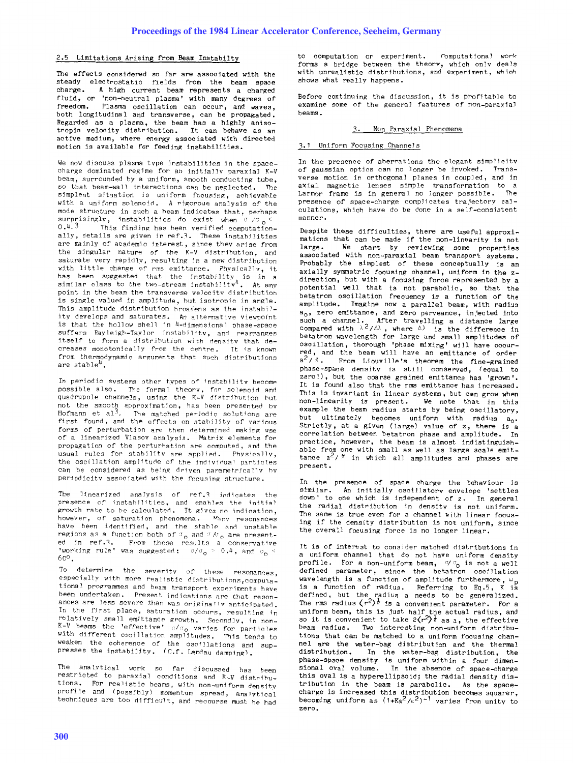## 2.5 Limitations Arising from Beam Instabilty

The effects considered so far are associated with the steady electrostatic fields from the beam space charge. A high current beam represents a charged fluid, or 'non-neutral plasma' with many degrees of freedom. Plasma oscillation can occur, and waves, both longitudinal and transverse, can be propagated. Regarded as a plasma, the beam has a highly anisotropic velocity distribution. It can behave as an active medium, where energy associated with directed motion is available for feeding instabilities.

We now discuss plasma type instabilities in the space-charge dominated regime for an initially paraxial K-V beam, surrounded by a uniform, smooth conducting tube, so that beam-wall interactions can be neglected. The simplest situation is uniform focusing, achievable with a uniform solenoid. A rigorous analysis of the mode structure in such a beam indicates that, perhaps surprisingly, instabilities do exist when $\sigma/\sigma_0 < 0.4$.[3] This finding has been verified computationally, details are given in ref.3. These instabilities are mainly of academic interest, since they arise from the singular nature of the K-V distribution, and saturate very rapidly, resulting in a new distribution with little change of rms emittance. Physically, it has been suggested that the instability is in a similar class to the two-stream instability[4]. At any point in the beam the transverse velocity distribution is single valued in amplitude, but isotropic in angle. This amplitude distribution broadens as the instability develops and saturates. An alternative viewpoint is that the hollow shell in 4-dimensional phase-space suffers Rayleigh-Taylor instability, and rearranges itself to form a distribution with density that decreases monotonically from the centre. It is known from thermodynamic arguments that such distributions are stable[4].

In periodic systems other types of instability become possible also. The formal theory, for solenoid and quadrupole channels, using the K-V distribution but not the smooth approximation, has been presented by Hofmann et al[3]. The matched periodic solutions are first found, and the effects on stability of various forms of perturbation are then determined making use of a linearized Vlasov analysis. Matrix elements for propagation of the perturbation are computed, and the usual rules for stability are applied. Physically, the oscillation amplitude of the individual particles can be considered as being driven parametrically by periodicity associated with the focusing structure.

The linearized analysis of ref.3 indicates the presence of instabilities, and enables the initial growth rate to be calculated. It gives no indication, however, of saturation phenomena. Many resonances have been identified, and the stable and unstable regions as a function both of $\sigma_0$ and $\sigma/\sigma_0$ are presented in ref.3. From these results a conservative 'working rule' was suggested: $\sigma/\sigma_0 > 0.4$, and $\sigma_0 < 60°$.

To determine the severity of these resonances, especially with more realistic distributions, computational programmes and beam transport experiments have been undertaken. Present indications are that resonances are less severe than was originally anticipated. In the first place, saturation occurs, resulting in relatively small emittance growth. Secondly, in non-K-V beams the 'effective' $\sigma/\sigma_0$ varies for particles with different oscillation amplitudes. This tends to weaken the coherence of the oscillations and suppresses the instability. (C.f. Landau damping).

The analytical work so far discussed has been restricted to paraxial conditions and K-V distributions. For realistic beams, with non-uniform density profile and (possibly) momentum spread, analytical techniques are too difficult, and recourse must be had to computation or experiment. Computational work forms a bridge between the theory, which only deals with unrealistic distributions, and experiment, which shows what really happens.

Before continuing the discussion, it is profitable to examine some of the general features of non-paraxial beams.

## 3. Non Paraxial Phenomena

### 3.1 Uniform Focusing Channels

In the presence of aberrations the elegant simplicity of gaussian optics can no longer be invoked. Transverse motion in orthogonal planes in coupled, and in axial magnetic lenses simple transformation to a Larmor frame is in general no longer possible. The presence of space-charge complicates trajectory calculations, which have to be done in a self-consistent manner.

Despite these difficulties, there are useful approximations that can be made if the non-linearity is not large. We start by reviewing some properties associated with non-paraxial beam transport systems. Probably the simplest of these conceptually is an axially symmetric focusing channel, uniform in the z-direction, but with a focusing force represented by a potential well that is not parabolic, so that the betatron oscillation frequency is a function of the amplitude. Imagine now a parallel beam, with radius $a_0$, zero emittance, and zero perveance, injected into such a channel. After travelling a distance large compared with $\lambda^2/\Delta\lambda$, where $\Delta\lambda$ is the difference in betatron wavelength for large and small amplitudes of oscillation, thorough 'phase mixing' will have occurred, and the beam will have an emittance of order $a^2/\lambda$. From Liouville's theorem the fine-grained phase-space density is still conserved, (equal to zero!), but the coarse grained emittance has 'grown'. It is found also that the rms emittance has increased. This is invariant in linear systems, but can grow when non-linearity is present. We note that in this example the beam radius starts by being oscillatory, but ultimately becomes uniform with radius $a_0$. Strictly, at a given (large) value of z, there is a correlation between betatron phase and amplitude. In practice, however, the beam is almost indistinguishable from one with small as well as large scale emittance $a^2/\lambda$ in which all amplitudes and phases are present.

In the presence of space charge the behaviour is similar. An initially oscillatory envelope 'settles down' to one which is independent of z. In general the radial distribution in density is not uniform. The same is true even for a channel with linear focusing if the density distribution is not uniform, since the overall focusing force is no longer linear.

It is of interest to consider matched distributions in a uniform channel that do not have uniform density profile. For a non-uniform beam, $\sigma/\sigma_0$ is not a well defined parameter, since the betatron oscillation wavelength is a function of amplitude furthermore, $\omega_p$ is a function of radius. Referring to Eq.5, K is defined, but the radius a needs to be generalized. The rms radius $\langle r^2\rangle^{\frac{1}{2}}$ is a convenient parameter. For a uniform beam, this is just half the actual radius, and so it is convenient to take $2\langle r^2\rangle^{\frac{1}{2}}$ as a, the effective beam radius. Two interesting non-uniform distributions that can be matched to a uniform focusing channel are the water-bag distribution and the thermal distribution. In the water-bag distribution, the phase-space density is uniform within a four dimensional oval volume. In the absence of space-charge this oval is a hyperellipsoid; the radial density distribution in the beam is parabolic. As the space-charge is increased this distribution becomes squarer, becoming uniform as $(1+Ka^2/\varepsilon^2)^{-1}$ varies from unity to zero.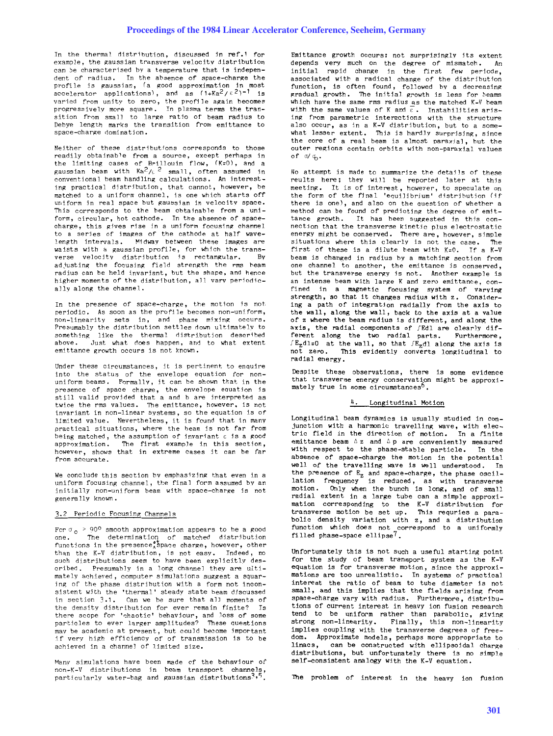In the thermal distribution, discussed in ref.1 for example, the gaussian transverse velocity distribution can be characterised by a temperature that is independent of radius. In the absence of space-charge the profile is gaussian, (a good approximation in most accelerator applications), and as $(1+Ka^2/\varepsilon^2)^{-1}$ is varied from unity to zero, the profile again becomes progressively more square. In plasma terms the transition from small to large ratio of beam radius to Debye length marks the transition from emittance to space-charge domination.

Neither of these distributions corresponds to those readily obtainable from a source, except perhaps in the limiting cases of Brillouin flow, (K=0), and a gaussian beam with $Ka^2/\varepsilon^2$ small, often assumed in conventional beam handling calculations. An interesting practical distribution, that cannot, however, be matched to a uniform channel, is one which starts off uniform in real space but gaussian in velocity space. This corresponds to the beam obtainable from a uniform, circular, hot cathode. In the absence of space-charge, this gives rise in a uniform focusing channel to a series of images of the cathode at half wavelength intervals. Midway between these images are waists with a gaussian profile, for which the transverse velocity distribution is rectangular. By adjusting the focusing field strength the rms beam radius can be held invariant, but the shape, and hence higher moments of the distribution, all vary periodically along the channel.

In the presence of space-charge, the motion is not periodic. As soon as the profile becomes non-uniform, non-linearity sets in, and phase mixing occurs. Presumably the distribution settles down ultimately to something like the thermal distribution described above. Just what does happen, and to what extent emittance growth occurs is not known.

Under these circumstances, it is pertinent to enquire into the status of the envelope equation for non-uniform beams. Formally, it can be shown that in the presence of space charge, the envelope equation is still valid provided that a and b are interpreted as twice the rms values. The emittance, however, is not invariant in non-linear systems, so the equation is of limited value. Nevertheless, it is found that in many practical situations, where the beam is not far from being matched, the assumption of invariant $\varepsilon$ is a good approximation. The first example in this section, however, shows that in extreme cases it can be far from accurate.

We conclude this section by emphasizing that even in a uniform focusing channel, the final form assumed by an initially non-uniform beam with space-charge is not generally known.

### 3.2 Periodic Focusing Channels

For $\sigma_0 > 90°$ smooth approximation appears to be a good one. The determination of matched distribution functions in the presence of space charge, however, other than the K-V distribution, is not easy. Indeed, no such distributions seem to have been explicitly described. Presumably in a long channel they are ultimately achieved, computer simulations suggest a squaring of the phase distribution with a form not inconsistent with the 'thermal' steady state beam discussed in section 3.1. Can we be sure that all moments of the density distribution for ever remain finite? Is there scope for 'chaotic' behaviour, and loss of some particles to ever larger amplitudes? These questions may be academic at present, but could become important if very high efficiency of of transmission is to be achieved in a channel of limited size.

Many simulations have been made of the behaviour of non-K-V distributions in beam transport channels, particularly water-bag and gaussian distributions[3,5]. Emittance growth occurs: not surprisingly its extent depends very much on the degree of mismatch. An initial rapid change in the first few periods, associated with a radical change of the distribution function, is often found, followed by a decreasing gradual growth. The initial growth is less for beams which have the same rms radius as the matched K-V beam with the same values of K and $\bar{\varepsilon}$. Instabilities arising from parametric interactions with the structure also occur, as in a K-V distribution, but to a somewhat lesser extent. This is hardly surprising, since the core of a real beam is almost paraxial, but the outer regions contain orbits with non-paraxial values of $\sigma/\sigma_0$.

No attempt is made to summarize the details of these reults here; they will be reported later at this meeting. It is of interest, however, to speculate on the form of the final 'equilibrium' distribution (if there is one), and also on the question of whether a method can be found of predicting the degree of emittance growth. It has been suggested in this connection that the transverse kinetic plus electrostatic energy might be conserved. There are, however, simple situations where this clearly is not the case. The first of these is a dilute beam with K=0. If a K-V beam is changed in radius by a matching section from one channel to another, the emittance is conserved, but the transverse energy is not. Another example is an intense beam with large K and zero emittance, confined in a magnetic focusing system of varying strength, so that it changes radius with z. Considering a path of integration radially from the axis to the wall, along the wall, back to the axis at a value of z where the beam radius is different, and along the axis, the radial components of $\int E dl$ are clearly different along the two radial parts. Furthermore, $\int E_z dl = 0$ at the wall, so that $\int E_z dl$ along the axis is not zero. This evidently converts longitudinal to radial energy.

Despite these observations, there is some evidence that transverse energy conservation might be approximately true in some circumstances[6].

## 4. Longitudinal Motion

Longitudinal beam dynamics is usually studied in conjunction with a harmonic travelling wave, with electric field in the direction of motion. In a finite emittance beam $\Delta z$ and $\Delta p$ are conveniently measured with respect to the phase-stable particle. In the absence of space-charge the motion in the potential well of the travelling wave is well understood. In the presence of $E_z$ and space-charge, the phase oscillation frequency is reduced, as with transverse motion. Only when the bunch is long, and of small radial extent in a large tube can a simple approximation corresponding to the K-V distribution for transverse motion be set up. This requries a parabolic density variation with z, and a distribution function which does not correspond to a uniformly filled phase-space ellipse[7].

Unfortunately this is not such a useful starting point for the study of beam transport system as the K-V equation is for transverse motion, since the approximations are too unrealistic. In systems of practical interest the ratio of beam to tube diameter is not small, and this implies that the fields arising from space-charge vary with radius. Furthermore, distributions of current interest in heavy ion fusion research tend to be uniform rather than parabolic, giving strong non-linearity. Finally, this non-linearity implies coupling with the transverse degrees of freedom. Approximate models, perhaps more appropriate to linacs, can be constructed with ellipsoidal charge distributions, but unfortunately there is no simple self-consistent analogy with the K-V equation.

The problem of interest in the heavy ion fusion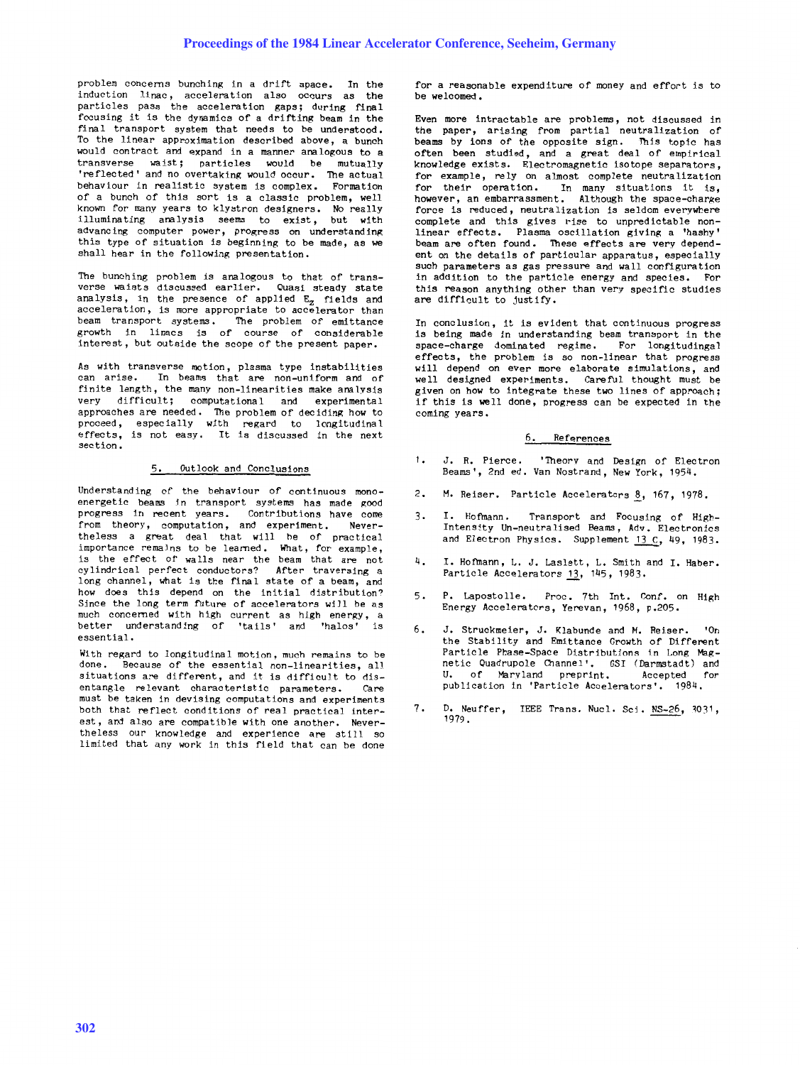problem concerns bunching in a drift space. In the induction linac, acceleration also occurs as the particles pass the acceleration gaps; during final focusing it is the dynamics of a drifting beam in the final transport system that needs to be understood. To the linear approximation described above, a bunch would contract and expand in a manner analogous to a transverse waist; particles would be mutually 'reflected' and no overtaking would occur. The actual behaviour in realistic system is complex. Formation of a bunch of this sort is a classic problem, well known for many years to klystron designers. No really illuminating analysis seems to exist, but with advancing computer power, progress on understanding this type of situation is beginning to be made, as we shall hear in the following presentation.

The bunching problem is analogous to that of transverse waists discussed earlier. Quasi steady state analysis, in the presence of applied $E_z$ fields and acceleration, is more appropriate to accelerator than beam transport systems. The problem of emittance growth in linacs is of course of considerable interest, but outside the scope of the present paper.

As with transverse motion, plasma type instabilities can arise. In beams that are non-uniform and of finite length, the many non-linearities make analysis very difficult; computational and experimental approaches are needed. The problem of deciding how to proceed, especially with regard to longitudinal effects, is not easy. It is discussed in the next section.

## 5. Outlook and Conclusions

Understanding of the behaviour of continuous mono-energetic beams in transport systems has made good progress in recent years. Contributions have come from theory, computation, and experiment. Nevertheless a great deal that will be of practical importance remains to be learned. What, for example, is the effect of walls near the beam that are not cylindrical perfect conductors? After traversing a long channel, what is the final state of a beam, and how does this depend on the initial distribution? Since the long term future of accelerators will be as much concerned with high current as high energy, a better understanding of 'tails' and 'halos' is essential.

With regard to longitudinal motion, much remains to be done. Because of the essential non-linearities, all situations are different, and it is difficult to disentangle relevant characteristic parameters. Care must be taken in devising computations and experiments both that reflect conditions of real practical interest, and also are compatible with one another. Nevertheless our knowledge and experience are still so limited that any work in this field that can be done for a reasonable expenditure of money and effort is to be welcomed.

Even more intractable are problems, not discussed in the paper, arising from partial neutralization of beams by ions of the opposite sign. This topic has often been studied, and a great deal of empirical knowledge exists. Electromagnetic isotope separators, for example, rely on almost complete neutralization for their operation. In many situations it is, however, an embarrassment. Although the space-charge force is reduced, neutralization is seldom everywhere complete and this gives rise to unpredictable non-linear effects. Plasma oscillation giving a 'hashy' beam are often found. These effects are very dependent on the details of particular apparatus, especially such parameters as gas pressure and wall configuration in addition to the particle energy and species. For this reason anything other than very specific studies are difficult to justify.

In conclusion, it is evident that continuous progress is being made in understanding beam transport in the space-charge dominated regime. For longitudinal effects, the problem is so non-linear that progress will depend on ever more elaborate simulations, and well designed experiments. Careful thought must be given on how to integrate these two lines of approach; if this is well done, progress can be expected in the coming years.

## 6. References

1. J. R. Pierce. 'Theory and Design of Electron Beams', 2nd ed. Van Nostrand, New York, 1954.
2. M. Reiser. Particle Accelerators 8, 167, 1978.
3. I. Hofmann. Transport and Focusing of High-Intensity Un-neutralised Beams, Adv. Electronics and Electron Physics. Supplement 13 C, 49, 1983.
4. I. Hofmann, L. J. Laslett, L. Smith and I. Haber. Particle Accelerators 13, 145, 1983.
5. P. Lapostolle. Proc. 7th Int. Conf. on High Energy Accelerators, Yerevan, 1968, p.205.
6. J. Struckmeier, J. Klabunde and M. Reiser. 'On the Stability and Emittance Growth of Different Particle Phase-Space Distributions in Long Magnetic Quadrupole Channel'. GSI (Darmstadt) and U. of Maryland preprint. Accepted for publication in 'Particle Accelerators'. 1984.
7. D. Neuffer, IEEE Trans. Nucl. Sci. NS-26, 3031, 1979.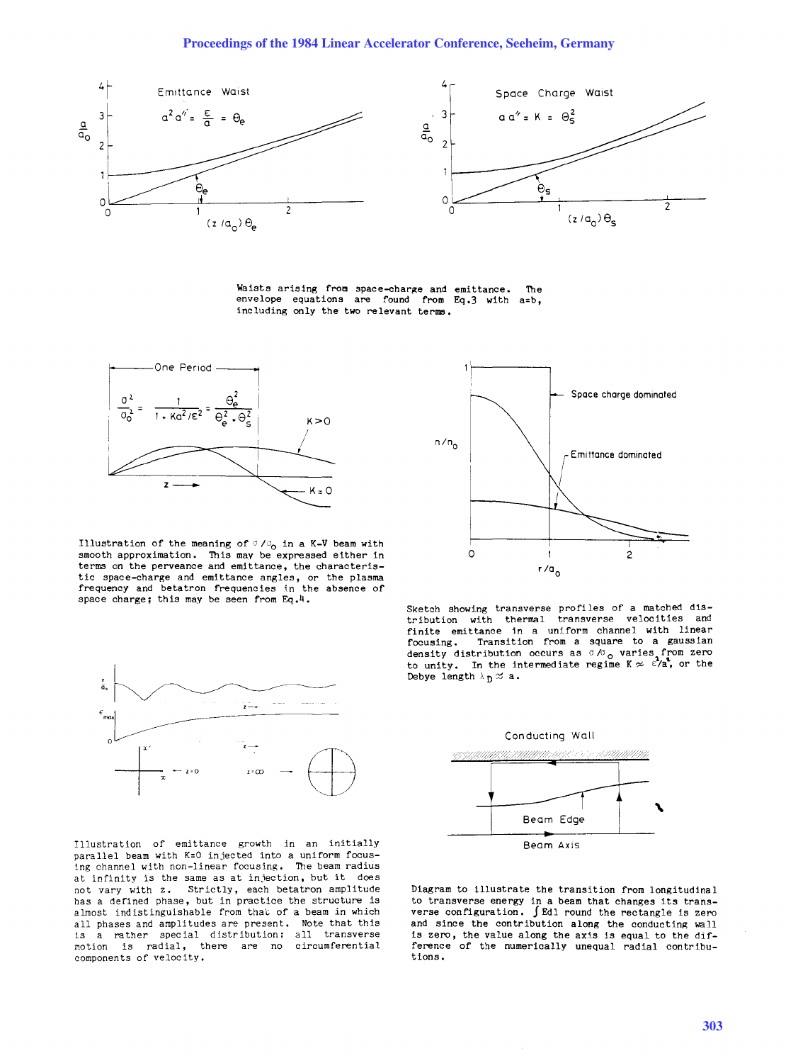Emittance Waist

$a^2 a'' = \frac{\epsilon}{a} = \Theta_e$

$\frac{a}{a_0}$

4
3
2
1
0

0
1
2

$\Theta_e$

$(z/a_0)\,\Theta_e$

Space Charge Waist

$a\,a'' = K = \Theta_s^2$

$\frac{a}{a_0}$

4
3
2
1
0

0
1
2

$\Theta_s$

$(z/a_0)\,\Theta_s$

Waists arising from space-charge and emittance. The envelope equations are found from Eq.3 with a=b, including only the two relevant terms.

One Period

$$\frac{\sigma^2}{\sigma_0^2} = \frac{1}{1 + Ka^2/\epsilon^2} = \frac{\Theta_e^2}{\Theta_e^2 + \Theta_s^2}$$

K>0

z

K=0

Illustration of the meaning of $\sigma/\sigma_0$ in a K-V beam with smooth approximation. This may be expressed either in terms on the perveance and emittance, the characteristic space-charge and emittance angles, or the plasma frequency and betatron frequencies in the absence of space charge; this may be seen from Eq.4.

1

Space charge dominated

$n/n_0$

Emittance dominated

0
1
2

$r/a_0$

Sketch showing transverse profiles of a matched distribution with thermal transverse velocities and finite emittance in a uniform channel with linear focusing. Transition from a square to a gaussian density distribution occurs as $\sigma/\sigma_0$ varies from zero to unity. In the intermediate regime $K \approx \epsilon^2/a^2$, or the Debye length $\lambda_D \simeq a$.

$\frac{r}{a_0}$

z

$\epsilon_{max}$

0

z

x'

x

z=0

z=∞

Illustration of emittance growth in an initially parallel beam with K=0 injected into a uniform focusing channel with non-linear focusing. The beam radius at infinity is the same as at injection, but it does not vary with z. Strictly, each betatron amplitude has a defined phase, but in practice the structure is almost indistinguishable from that of a beam in which all phases and amplitudes are present. Note that this is a rather special distribution: all transverse motion is radial, there are no circumferential components of velocity.

Conducting Wall

Beam Edge

Beam Axis

Diagram to illustrate the transition from longitudinal to transverse energy in a beam that changes its transverse configuration. $\int E dl$ round the rectangle is zero and since the contribution along the conducting wall is zero, the value along the axis is equal to the difference of the numerically unequal radial contributions.